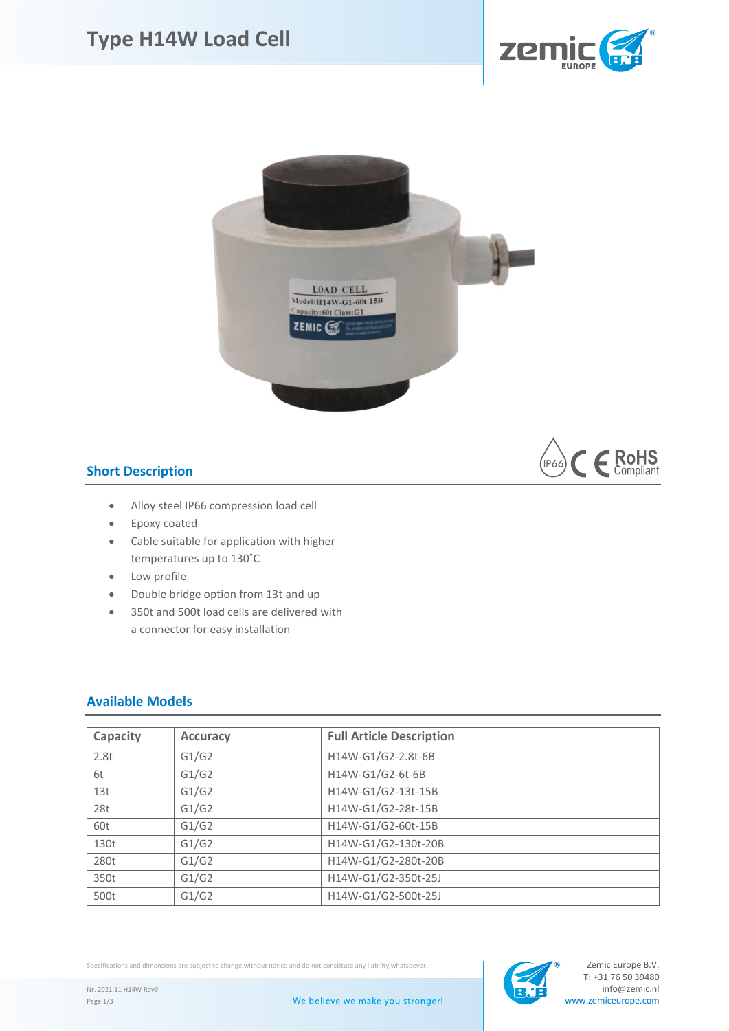# Type H14W Load Cell

## Short Description

- Alloy steel IP66 compression load cell
- Epoxy coated
- Cable suitable for application with higher temperatures up to 130˚C
- Low profile
- Double bridge option from 13t and up
- 350t and 500t load cells are delivered with a connector for easy installation

## Available Models

| Capacity | Accuracy | Full Article Description |
|---|---|---|
| 2.8t | G1/G2 | H14W-G1/G2-2.8t-6B |
| 6t | G1/G2 | H14W-G1/G2-6t-6B |
| 13t | G1/G2 | H14W-G1/G2-13t-15B |
| 28t | G1/G2 | H14W-G1/G2-28t-15B |
| 60t | G1/G2 | H14W-G1/G2-60t-15B |
| 130t | G1/G2 | H14W-G1/G2-130t-20B |
| 280t | G1/G2 | H14W-G1/G2-280t-20B |
| 350t | G1/G2 | H14W-G1/G2-350t-25J |
| 500t | G1/G2 | H14W-G1/G2-500t-25J |

Specifications and dimensions are subject to change without notice and do not constitute any liability whatsoever.

Nr. 2021.11 H14W Rev9

We believe we make you stronger!

Zemic Europe B.V.
T: +31 76 50 39480
info@zemic.nl
www.zemiceurope.com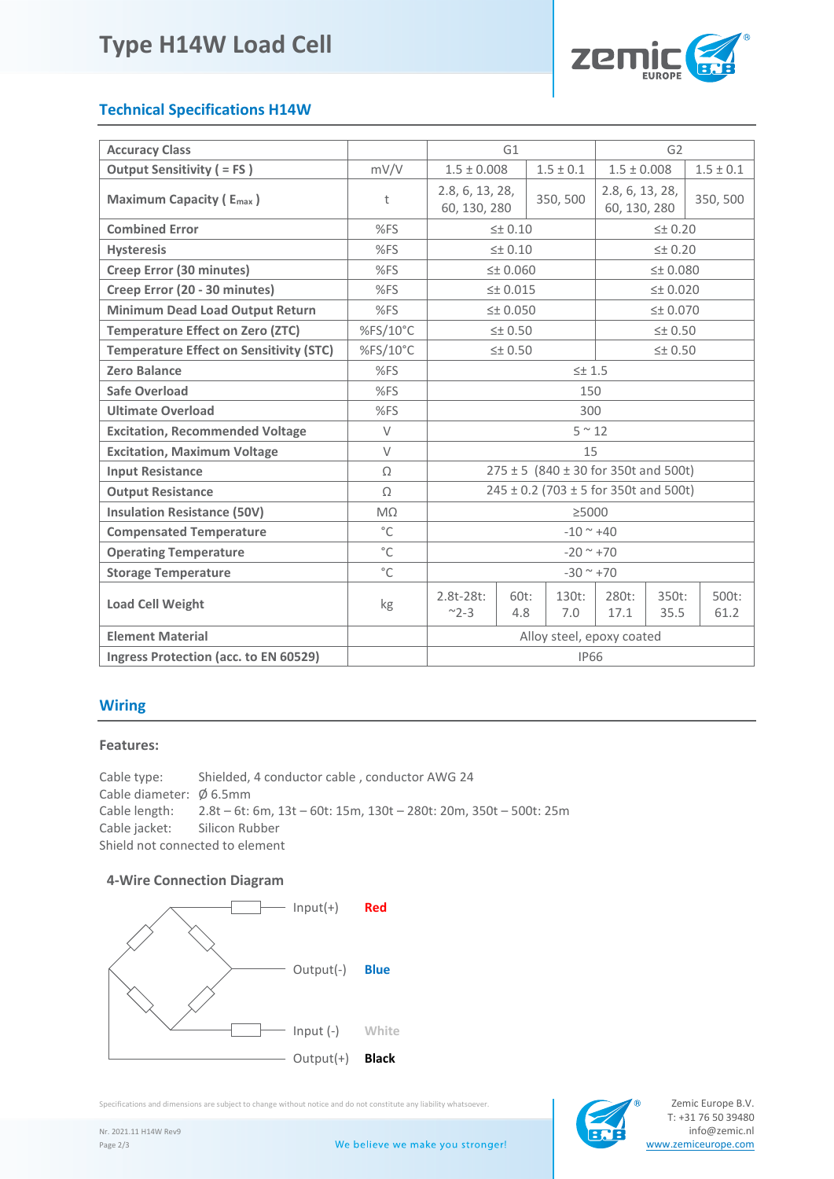# Type H14W Load Cell

## Technical Specifications H14W

| Accuracy Class | | G1 | | | G2 | | |
|---|---|---|---|---|---|---|---|
| **Output Sensitivity ( = FS )** | mV/V | 1.5 ± 0.008 | | 1.5 ± 0.1 | 1.5 ± 0.008 | | 1.5 ± 0.1 |
| **Maximum Capacity ( $E_{max}$ )** | t | 2.8, 6, 13, 28, 60, 130, 280 | | 350, 500 | 2.8, 6, 13, 28, 60, 130, 280 | | 350, 500 |
| **Combined Error** | %FS | ≤± 0.10 | | | ≤± 0.20 | | |
| **Hysteresis** | %FS | ≤± 0.10 | | | ≤± 0.20 | | |
| **Creep Error (30 minutes)** | %FS | ≤± 0.060 | | | ≤± 0.080 | | |
| **Creep Error (20 - 30 minutes)** | %FS | ≤± 0.015 | | | ≤± 0.020 | | |
| **Minimum Dead Load Output Return** | %FS | ≤± 0.050 | | | ≤± 0.070 | | |
| **Temperature Effect on Zero (ZTC)** | %FS/10°C | ≤± 0.50 | | | ≤± 0.50 | | |
| **Temperature Effect on Sensitivity (STC)** | %FS/10°C | ≤± 0.50 | | | ≤± 0.50 | | |
| **Zero Balance** | %FS | ≤± 1.5 | | | | | |
| **Safe Overload** | %FS | 150 | | | | | |
| **Ultimate Overload** | %FS | 300 | | | | | |
| **Excitation, Recommended Voltage** | V | 5 ~ 12 | | | | | |
| **Excitation, Maximum Voltage** | V | 15 | | | | | |
| **Input Resistance** | Ω | 275 ± 5 (840 ± 30 for 350t and 500t) | | | | | |
| **Output Resistance** | Ω | 245 ± 0.2 (703 ± 5 for 350t and 500t) | | | | | |
| **Insulation Resistance (50V)** | MΩ | ≥5000 | | | | | |
| **Compensated Temperature** | °C | -10 ~ +40 | | | | | |
| **Operating Temperature** | °C | -20 ~ +70 | | | | | |
| **Storage Temperature** | °C | -30 ~ +70 | | | | | |
| **Load Cell Weight** | kg | 2.8t-28t: ~2-3 | 60t: 4.8 | 130t: 7.0 | 280t: 17.1 | 350t: 35.5 | 500t: 61.2 |
| **Element Material** | | Alloy steel, epoxy coated | | | | | |
| **Ingress Protection (acc. to EN 60529)** | | IP66 | | | | | |

## Wiring

### Features:

Cable type: Shielded, 4 conductor cable , conductor AWG 24
Cable diameter: Ø 6.5mm
Cable length: 2.8t – 6t: 6m, 13t – 60t: 15m, 130t – 280t: 20m, 350t – 500t: 25m
Cable jacket: Silicon Rubber
Shield not connected to element

### 4-Wire Connection Diagram

| Signal | Color |
|---|---|
| Input(+) | Red |
| Output(-) | Blue |
| Input (-) | White |
| Output(+) | Black |

Specifications and dimensions are subject to change without notice and do not constitute any liability whatsoever.

Nr. 2021.11 H14W Rev9

We believe we make you stronger!

Zemic Europe B.V.
T: +31 76 50 39480
info@zemic.nl
www.zemiceurope.com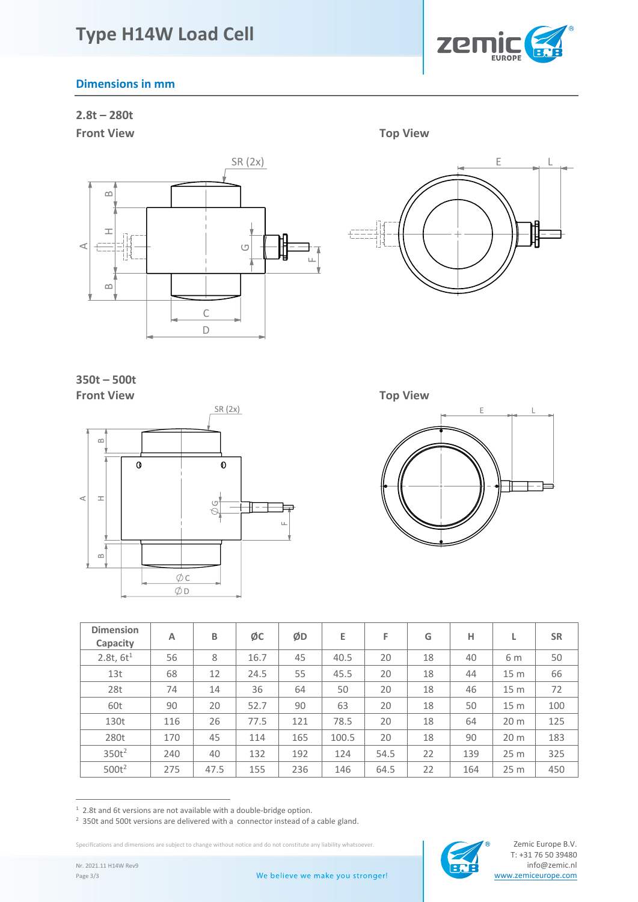# Type H14W Load Cell

## Dimensions in mm

### 2.8t – 280t

**Front View**

SR (2x)

A
B
H
G
B
F
C
D

**Top View**

E
L

### 350t – 500t

**Front View**

SR (2x)

A
B
H
ØG
B
F
ØC
ØD

**Top View**

E
L

| Dimension Capacity | A | B | ØC | ØD | E | F | G | H | L | SR |
|---|---|---|---|---|---|---|---|---|---|---|
| 2.8t, 6t[1] | 56 | 8 | 16.7 | 45 | 40.5 | 20 | 18 | 40 | 6 m | 50 |
| 13t | 68 | 12 | 24.5 | 55 | 45.5 | 20 | 18 | 44 | 15 m | 66 |
| 28t | 74 | 14 | 36 | 64 | 50 | 20 | 18 | 46 | 15 m | 72 |
| 60t | 90 | 20 | 52.7 | 90 | 63 | 20 | 18 | 50 | 15 m | 100 |
| 130t | 116 | 26 | 77.5 | 121 | 78.5 | 20 | 18 | 64 | 20 m | 125 |
| 280t | 170 | 45 | 114 | 165 | 100.5 | 20 | 18 | 90 | 20 m | 183 |
| 350t[2] | 240 | 40 | 132 | 192 | 124 | 54.5 | 22 | 139 | 25 m | 325 |
| 500t[2] | 275 | 47.5 | 155 | 236 | 146 | 64.5 | 22 | 164 | 25 m | 450 |

[1] 2.8t and 6t versions are not available with a double-bridge option.

[2] 350t and 500t versions are delivered with a connector instead of a cable gland.

Specifications and dimensions are subject to change without notice and do not constitute any liability whatsoever.

Nr. 2021.11 H14W Rev9

We believe we make you stronger!

Zemic Europe B.V.
T: +31 76 50 39480
info@zemic.nl
www.zemiceurope.com